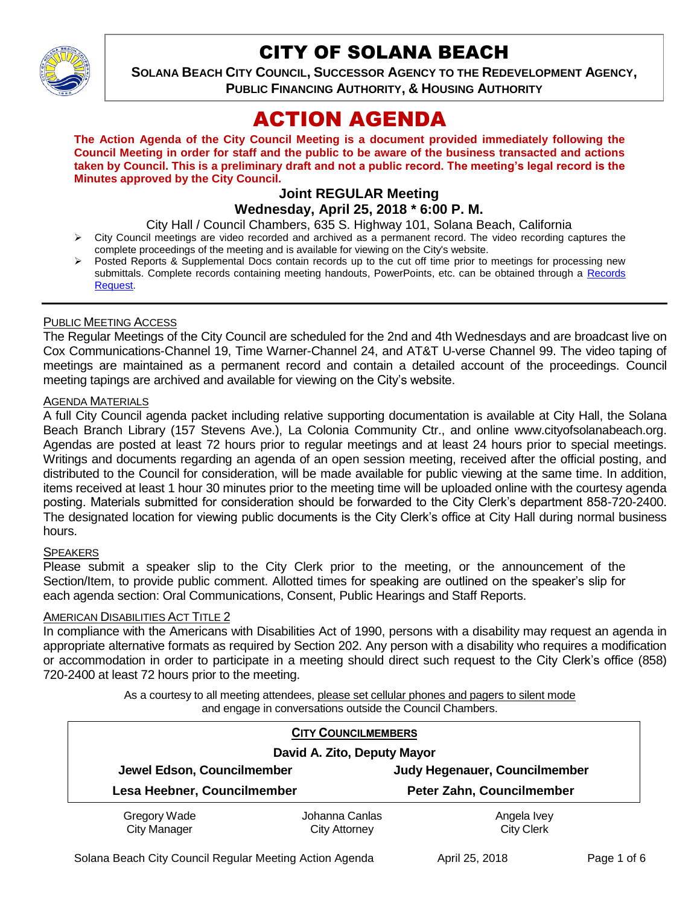# CITY OF SOLANA BEACH

**SOLANA BEACH CITY COUNCIL, SUCCESSOR AGENCY TO THE REDEVELOPMENT AGENCY, PUBLIC FINANCING AUTHORITY, & HOUSING AUTHORITY**

# ACTION AGENDA

**The Action Agenda of the City Council Meeting is a document provided immediately following the Council Meeting in order for staff and the public to be aware of the business transacted and actions taken by Council. This is a preliminary draft and not a public record. The meeting's legal record is the Minutes approved by the City Council.**

### Joint REGULAR Meeting
### Wednesday, April 25, 2018 * 6:00 P. M.

City Hall / Council Chambers, 635 S. Highway 101, Solana Beach, California

- City Council meetings are video recorded and archived as a permanent record. The video recording captures the complete proceedings of the meeting and is available for viewing on the City's website.
- Posted Reports & Supplemental Docs contain records up to the cut off time prior to meetings for processing new submittals. Complete records containing meeting handouts, PowerPoints, etc. can be obtained through a Records Request.

PUBLIC MEETING ACCESS

The Regular Meetings of the City Council are scheduled for the 2nd and 4th Wednesdays and are broadcast live on Cox Communications-Channel 19, Time Warner-Channel 24, and AT&T U-verse Channel 99. The video taping of meetings are maintained as a permanent record and contain a detailed account of the proceedings. Council meeting tapings are archived and available for viewing on the City's website.

AGENDA MATERIALS

A full City Council agenda packet including relative supporting documentation is available at City Hall, the Solana Beach Branch Library (157 Stevens Ave.), La Colonia Community Ctr., and online www.cityofsolanabeach.org. Agendas are posted at least 72 hours prior to regular meetings and at least 24 hours prior to special meetings. Writings and documents regarding an agenda of an open session meeting, received after the official posting, and distributed to the Council for consideration, will be made available for public viewing at the same time. In addition, items received at least 1 hour 30 minutes prior to the meeting time will be uploaded online with the courtesy agenda posting. Materials submitted for consideration should be forwarded to the City Clerk's department 858-720-2400. The designated location for viewing public documents is the City Clerk's office at City Hall during normal business hours.

SPEAKERS

Please submit a speaker slip to the City Clerk prior to the meeting, or the announcement of the Section/Item, to provide public comment. Allotted times for speaking are outlined on the speaker's slip for each agenda section: Oral Communications, Consent, Public Hearings and Staff Reports.

AMERICAN DISABILITIES ACT TITLE 2

In compliance with the Americans with Disabilities Act of 1990, persons with a disability may request an agenda in appropriate alternative formats as required by Section 202. Any person with a disability who requires a modification or accommodation in order to participate in a meeting should direct such request to the City Clerk's office (858) 720-2400 at least 72 hours prior to the meeting.

As a courtesy to all meeting attendees, please set cellular phones and pagers to silent mode and engage in conversations outside the Council Chambers.

**CITY COUNCILMEMBERS**

**David A. Zito, Deputy Mayor**

| | |
|---|---|
| **Jewel Edson, Councilmember** | **Judy Hegenauer, Councilmember** |
| **Lesa Heebner, Councilmember** | **Peter Zahn, Councilmember** |

| | | |
|---|---|---|
| Gregory Wade<br>City Manager | Johanna Canlas<br>City Attorney | Angela Ivey<br>City Clerk |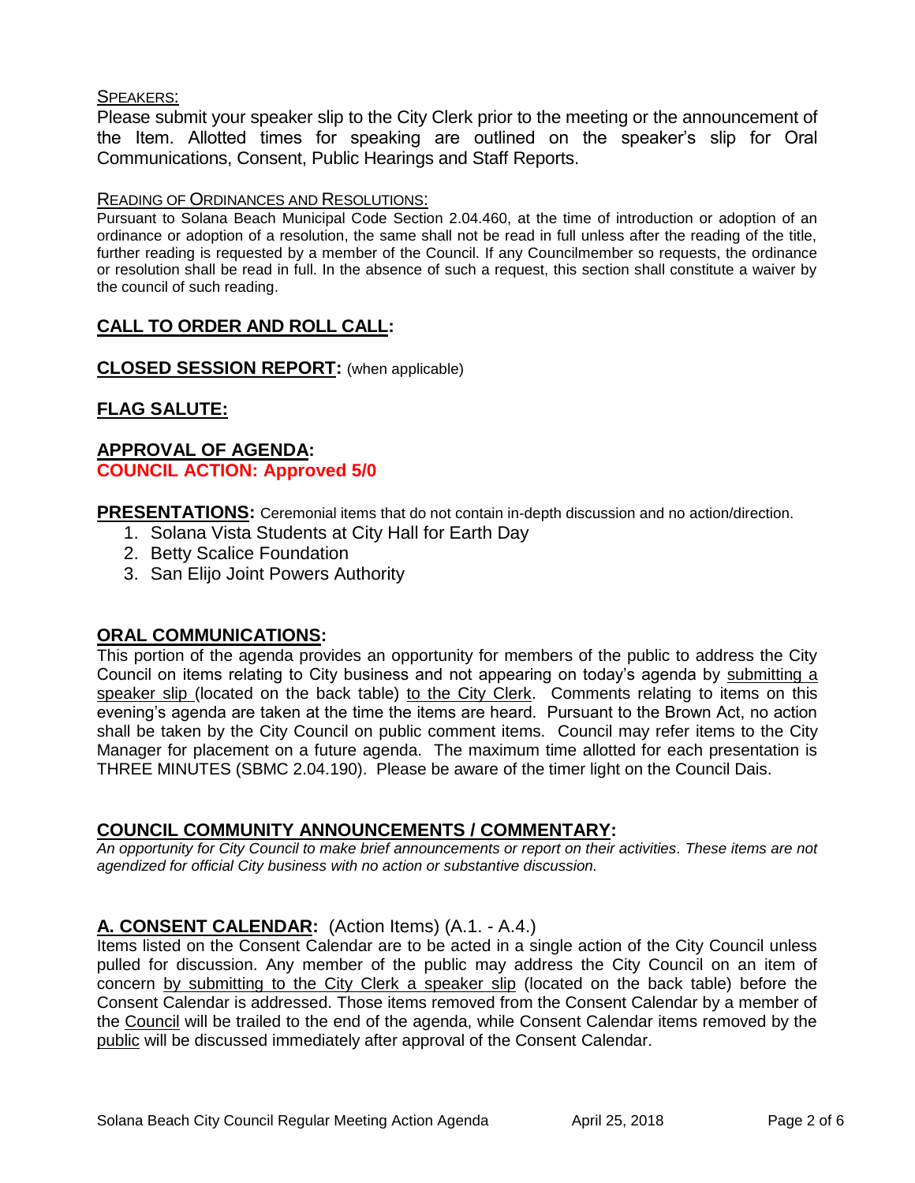SPEAKERS:

Please submit your speaker slip to the City Clerk prior to the meeting or the announcement of the Item. Allotted times for speaking are outlined on the speaker's slip for Oral Communications, Consent, Public Hearings and Staff Reports.

READING OF ORDINANCES AND RESOLUTIONS:

Pursuant to Solana Beach Municipal Code Section 2.04.460, at the time of introduction or adoption of an ordinance or adoption of a resolution, the same shall not be read in full unless after the reading of the title, further reading is requested by a member of the Council. If any Councilmember so requests, the ordinance or resolution shall be read in full. In the absence of such a request, this section shall constitute a waiver by the council of such reading.

## CALL TO ORDER AND ROLL CALL:

## CLOSED SESSION REPORT: (when applicable)

## FLAG SALUTE:

## APPROVAL OF AGENDA:

**COUNCIL ACTION: Approved 5/0**

**PRESENTATIONS:** Ceremonial items that do not contain in-depth discussion and no action/direction.

1. Solana Vista Students at City Hall for Earth Day
2. Betty Scalice Foundation
3. San Elijo Joint Powers Authority

## ORAL COMMUNICATIONS:

This portion of the agenda provides an opportunity for members of the public to address the City Council on items relating to City business and not appearing on today's agenda by submitting a speaker slip (located on the back table) to the City Clerk. Comments relating to items on this evening's agenda are taken at the time the items are heard. Pursuant to the Brown Act, no action shall be taken by the City Council on public comment items. Council may refer items to the City Manager for placement on a future agenda. The maximum time allotted for each presentation is THREE MINUTES (SBMC 2.04.190). Please be aware of the timer light on the Council Dais.

## COUNCIL COMMUNITY ANNOUNCEMENTS / COMMENTARY:

*An opportunity for City Council to make brief announcements or report on their activities. These items are not agendized for official City business with no action or substantive discussion.*

## A. CONSENT CALENDAR: (Action Items) (A.1. - A.4.)

Items listed on the Consent Calendar are to be acted in a single action of the City Council unless pulled for discussion. Any member of the public may address the City Council on an item of concern by submitting to the City Clerk a speaker slip (located on the back table) before the Consent Calendar is addressed. Those items removed from the Consent Calendar by a member of the Council will be trailed to the end of the agenda, while Consent Calendar items removed by the public will be discussed immediately after approval of the Consent Calendar.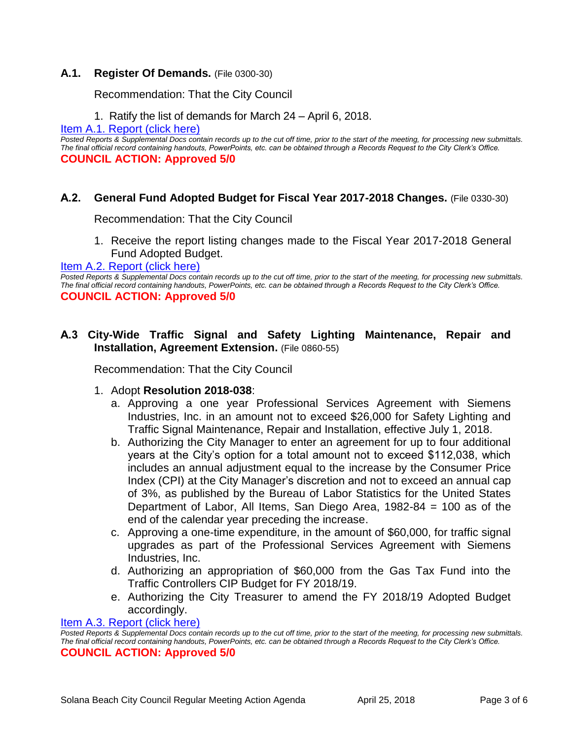### A.1. Register Of Demands. (File 0300-30)

Recommendation: That the City Council

1. Ratify the list of demands for March 24 – April 6, 2018.

[Item A.1. Report (click here)]

*Posted Reports & Supplemental Docs contain records up to the cut off time, prior to the start of the meeting, for processing new submittals. The final official record containing handouts, PowerPoints, etc. can be obtained through a Records Request to the City Clerk's Office.*

**COUNCIL ACTION: Approved 5/0**

### A.2. General Fund Adopted Budget for Fiscal Year 2017-2018 Changes. (File 0330-30)

Recommendation: That the City Council

1. Receive the report listing changes made to the Fiscal Year 2017-2018 General Fund Adopted Budget.

[Item A.2. Report (click here)]

*Posted Reports & Supplemental Docs contain records up to the cut off time, prior to the start of the meeting, for processing new submittals. The final official record containing handouts, PowerPoints, etc. can be obtained through a Records Request to the City Clerk's Office.*

**COUNCIL ACTION: Approved 5/0**

### A.3 City-Wide Traffic Signal and Safety Lighting Maintenance, Repair and Installation, Agreement Extension. (File 0860-55)

Recommendation: That the City Council

1. Adopt **Resolution 2018-038**:
   a. Approving a one year Professional Services Agreement with Siemens Industries, Inc. in an amount not to exceed $26,000 for Safety Lighting and Traffic Signal Maintenance, Repair and Installation, effective July 1, 2018.
   b. Authorizing the City Manager to enter an agreement for up to four additional years at the City's option for a total amount not to exceed $112,038, which includes an annual adjustment equal to the increase by the Consumer Price Index (CPI) at the City Manager's discretion and not to exceed an annual cap of 3%, as published by the Bureau of Labor Statistics for the United States Department of Labor, All Items, San Diego Area, 1982-84 = 100 as of the end of the calendar year preceding the increase.
   c. Approving a one-time expenditure, in the amount of $60,000, for traffic signal upgrades as part of the Professional Services Agreement with Siemens Industries, Inc.
   d. Authorizing an appropriation of $60,000 from the Gas Tax Fund into the Traffic Controllers CIP Budget for FY 2018/19.
   e. Authorizing the City Treasurer to amend the FY 2018/19 Adopted Budget accordingly.

[Item A.3. Report (click here)]

*Posted Reports & Supplemental Docs contain records up to the cut off time, prior to the start of the meeting, for processing new submittals. The final official record containing handouts, PowerPoints, etc. can be obtained through a Records Request to the City Clerk's Office.*

**COUNCIL ACTION: Approved 5/0**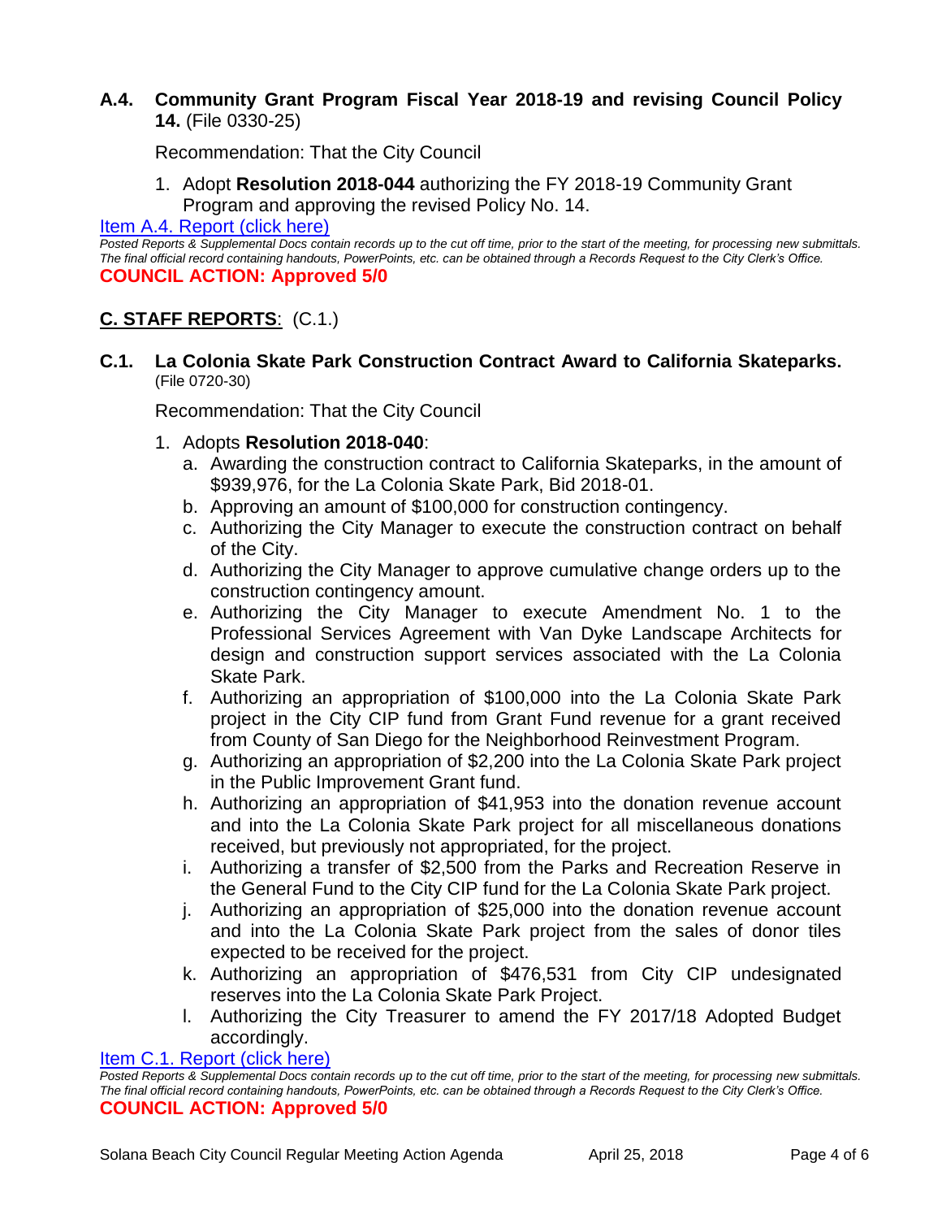### A.4. Community Grant Program Fiscal Year 2018-19 and revising Council Policy 14. (File 0330-25)

Recommendation: That the City Council

1. Adopt **Resolution 2018-044** authorizing the FY 2018-19 Community Grant Program and approving the revised Policy No. 14.

Item A.4. Report (click here)

*Posted Reports & Supplemental Docs contain records up to the cut off time, prior to the start of the meeting, for processing new submittals. The final official record containing handouts, PowerPoints, etc. can be obtained through a Records Request to the City Clerk's Office.*

**COUNCIL ACTION: Approved 5/0**

## C. STAFF REPORTS: (C.1.)

### C.1. La Colonia Skate Park Construction Contract Award to California Skateparks. (File 0720-30)

Recommendation: That the City Council

1. Adopts **Resolution 2018-040**:
   a. Awarding the construction contract to California Skateparks, in the amount of $939,976, for the La Colonia Skate Park, Bid 2018-01.
   b. Approving an amount of $100,000 for construction contingency.
   c. Authorizing the City Manager to execute the construction contract on behalf of the City.
   d. Authorizing the City Manager to approve cumulative change orders up to the construction contingency amount.
   e. Authorizing the City Manager to execute Amendment No. 1 to the Professional Services Agreement with Van Dyke Landscape Architects for design and construction support services associated with the La Colonia Skate Park.
   f. Authorizing an appropriation of $100,000 into the La Colonia Skate Park project in the City CIP fund from Grant Fund revenue for a grant received from County of San Diego for the Neighborhood Reinvestment Program.
   g. Authorizing an appropriation of $2,200 into the La Colonia Skate Park project in the Public Improvement Grant fund.
   h. Authorizing an appropriation of $41,953 into the donation revenue account and into the La Colonia Skate Park project for all miscellaneous donations received, but previously not appropriated, for the project.
   i. Authorizing a transfer of $2,500 from the Parks and Recreation Reserve in the General Fund to the City CIP fund for the La Colonia Skate Park project.
   j. Authorizing an appropriation of $25,000 into the donation revenue account and into the La Colonia Skate Park project from the sales of donor tiles expected to be received for the project.
   k. Authorizing an appropriation of $476,531 from City CIP undesignated reserves into the La Colonia Skate Park Project.
   l. Authorizing the City Treasurer to amend the FY 2017/18 Adopted Budget accordingly.

Item C.1. Report (click here)

*Posted Reports & Supplemental Docs contain records up to the cut off time, prior to the start of the meeting, for processing new submittals. The final official record containing handouts, PowerPoints, etc. can be obtained through a Records Request to the City Clerk's Office.*

**COUNCIL ACTION: Approved 5/0**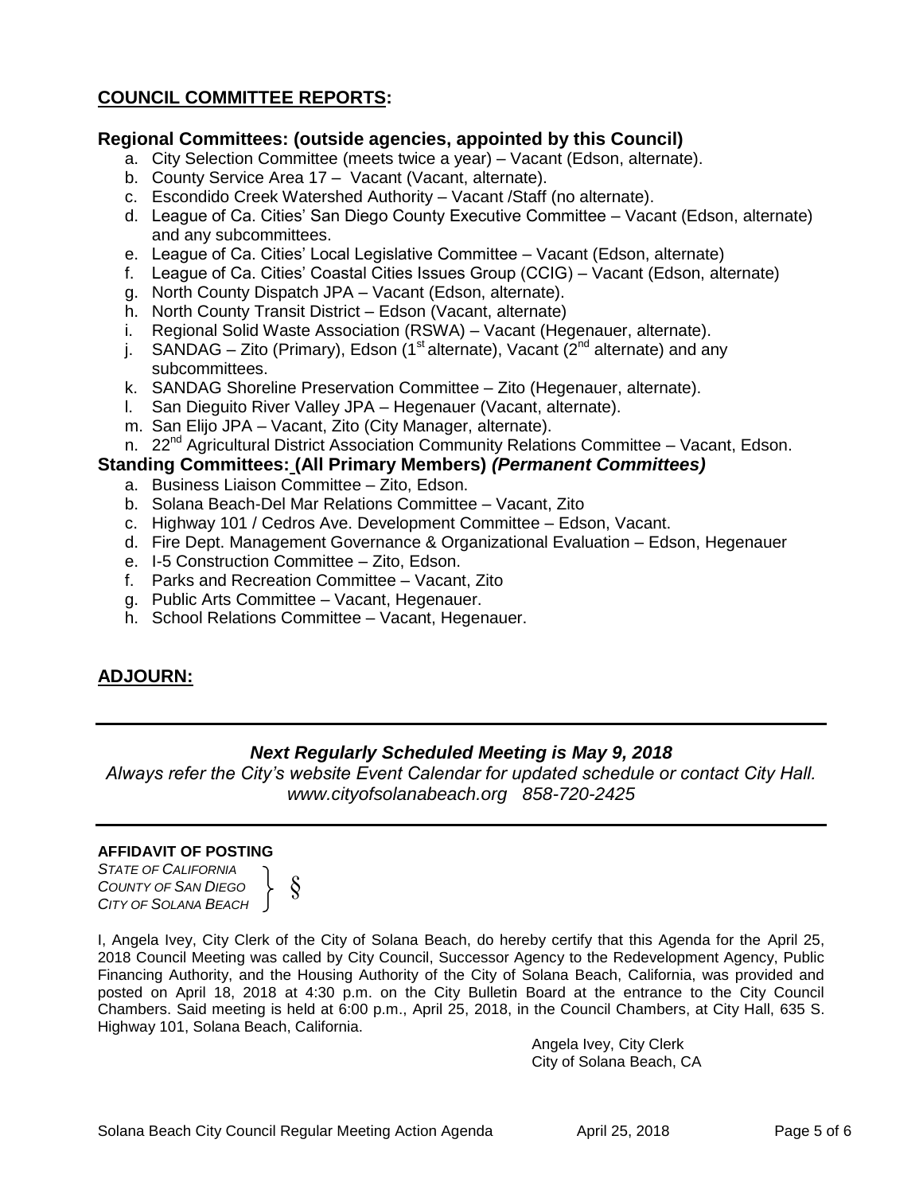## COUNCIL COMMITTEE REPORTS:

### Regional Committees: (outside agencies, appointed by this Council)

a. City Selection Committee (meets twice a year) – Vacant (Edson, alternate).
b. County Service Area 17 – Vacant (Vacant, alternate).
c. Escondido Creek Watershed Authority – Vacant /Staff (no alternate).
d. League of Ca. Cities' San Diego County Executive Committee – Vacant (Edson, alternate) and any subcommittees.
e. League of Ca. Cities' Local Legislative Committee – Vacant (Edson, alternate)
f. League of Ca. Cities' Coastal Cities Issues Group (CCIG) – Vacant (Edson, alternate)
g. North County Dispatch JPA – Vacant (Edson, alternate).
h. North County Transit District – Edson (Vacant, alternate)
i. Regional Solid Waste Association (RSWA) – Vacant (Hegenauer, alternate).
j. SANDAG – Zito (Primary), Edson (1st alternate), Vacant (2nd alternate) and any subcommittees.
k. SANDAG Shoreline Preservation Committee – Zito (Hegenauer, alternate).
l. San Dieguito River Valley JPA – Hegenauer (Vacant, alternate).
m. San Elijo JPA – Vacant, Zito (City Manager, alternate).
n. 22nd Agricultural District Association Community Relations Committee – Vacant, Edson.

### Standing Committees: (All Primary Members) *(Permanent Committees)*

a. Business Liaison Committee – Zito, Edson.
b. Solana Beach-Del Mar Relations Committee – Vacant, Zito
c. Highway 101 / Cedros Ave. Development Committee – Edson, Vacant.
d. Fire Dept. Management Governance & Organizational Evaluation – Edson, Hegenauer
e. I-5 Construction Committee – Zito, Edson.
f. Parks and Recreation Committee – Vacant, Zito
g. Public Arts Committee – Vacant, Hegenauer.
h. School Relations Committee – Vacant, Hegenauer.

## ADJOURN:

---

***Next Regularly Scheduled Meeting is May 9, 2018***

*Always refer the City's website Event Calendar for updated schedule or contact City Hall.*
*www.cityofsolanabeach.org 858-720-2425*

---

**AFFIDAVIT OF POSTING**

*STATE OF CALIFORNIA*
*COUNTY OF SAN DIEGO* } §
*CITY OF SOLANA BEACH*

I, Angela Ivey, City Clerk of the City of Solana Beach, do hereby certify that this Agenda for the April 25, 2018 Council Meeting was called by City Council, Successor Agency to the Redevelopment Agency, Public Financing Authority, and the Housing Authority of the City of Solana Beach, California, was provided and posted on April 18, 2018 at 4:30 p.m. on the City Bulletin Board at the entrance to the City Council Chambers. Said meeting is held at 6:00 p.m., April 25, 2018, in the Council Chambers, at City Hall, 635 S. Highway 101, Solana Beach, California.

Angela Ivey, City Clerk
City of Solana Beach, CA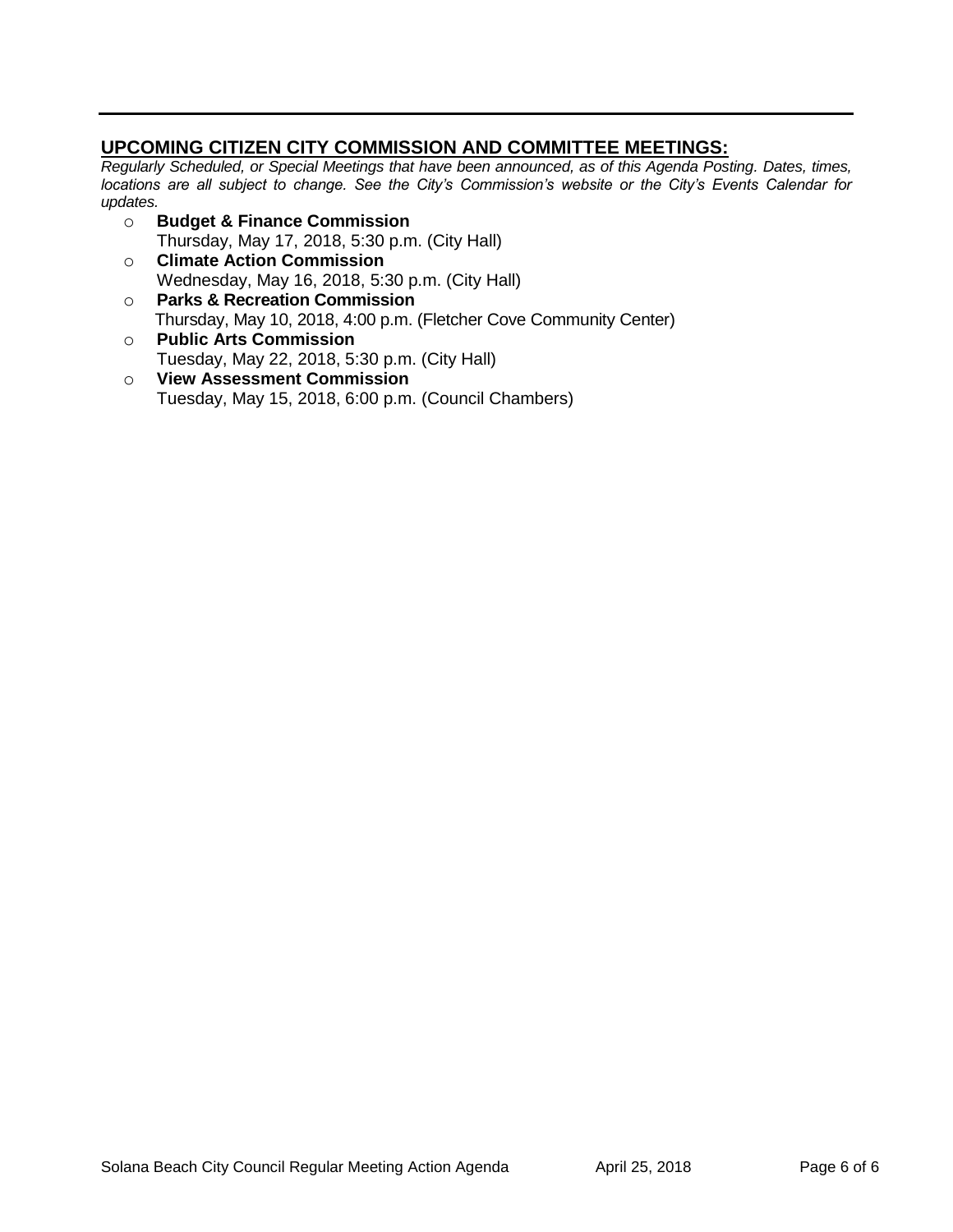## UPCOMING CITIZEN CITY COMMISSION AND COMMITTEE MEETINGS:

*Regularly Scheduled, or Special Meetings that have been announced, as of this Agenda Posting. Dates, times, locations are all subject to change. See the City's Commission's website or the City's Events Calendar for updates.*

- **Budget & Finance Commission**
  Thursday, May 17, 2018, 5:30 p.m. (City Hall)
- **Climate Action Commission**
  Wednesday, May 16, 2018, 5:30 p.m. (City Hall)
- **Parks & Recreation Commission**
  Thursday, May 10, 2018, 4:00 p.m. (Fletcher Cove Community Center)
- **Public Arts Commission**
  Tuesday, May 22, 2018, 5:30 p.m. (City Hall)
- **View Assessment Commission**
  Tuesday, May 15, 2018, 6:00 p.m. (Council Chambers)